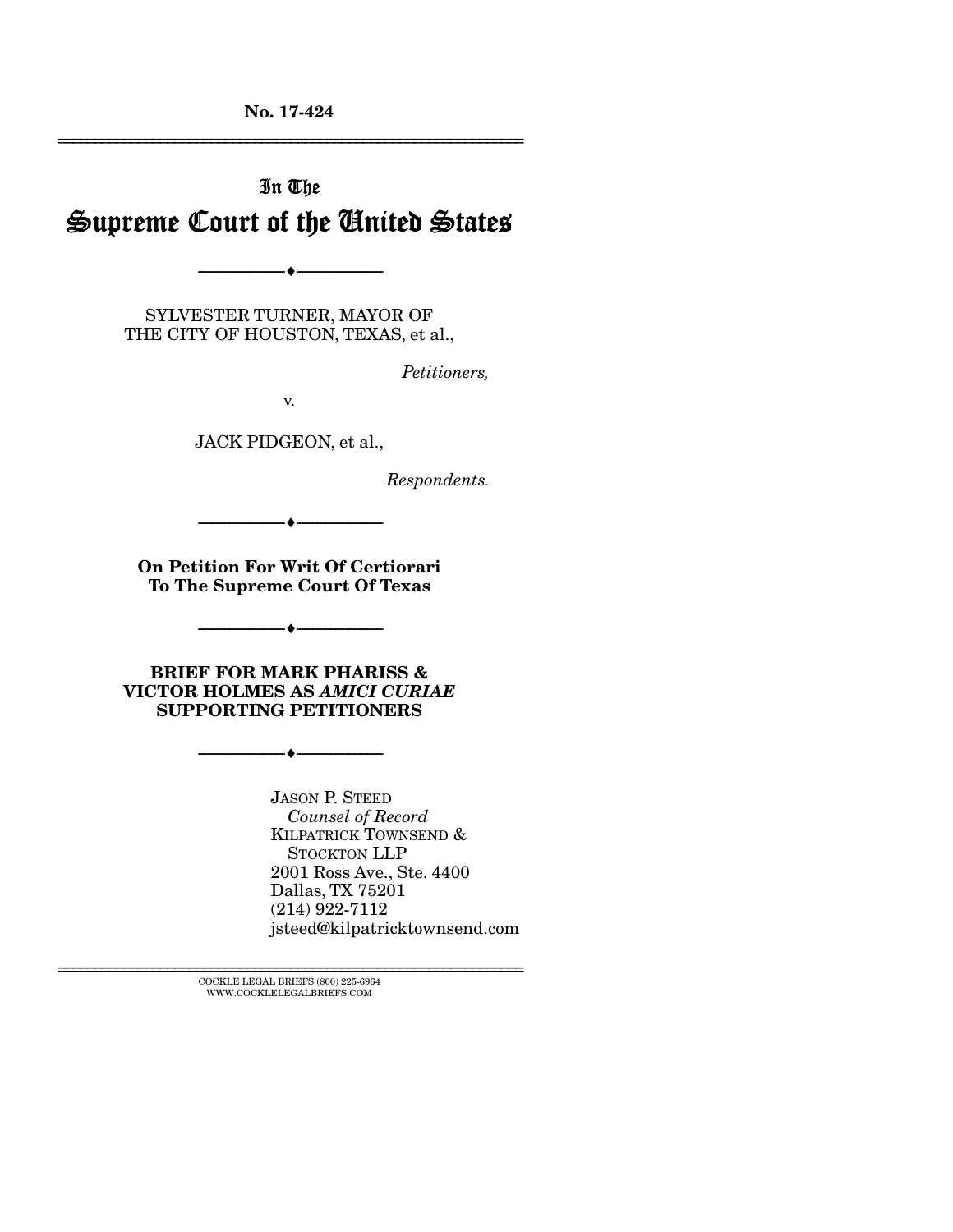**No. 17-424**

---

In The

# Supreme Court of the United States

---

SYLVESTER TURNER, MAYOR OF
THE CITY OF HOUSTON, TEXAS, et al.,

*Petitioners,*

v.

JACK PIDGEON, et al.,

*Respondents.*

---

**On Petition For Writ Of Certiorari
To The Supreme Court Of Texas**

---

**BRIEF FOR MARK PHARISS &
VICTOR HOLMES AS *AMICI CURIAE*
SUPPORTING PETITIONERS**

---

JASON P. STEED
*Counsel of Record*
KILPATRICK TOWNSEND &
STOCKTON LLP
2001 Ross Ave., Ste. 4400
Dallas, TX 75201
(214) 922-7112
jsteed@kilpatricktownsend.com

---

COCKLE LEGAL BRIEFS (800) 225-6964
WWW.COCKLELEGALBRIEFS.COM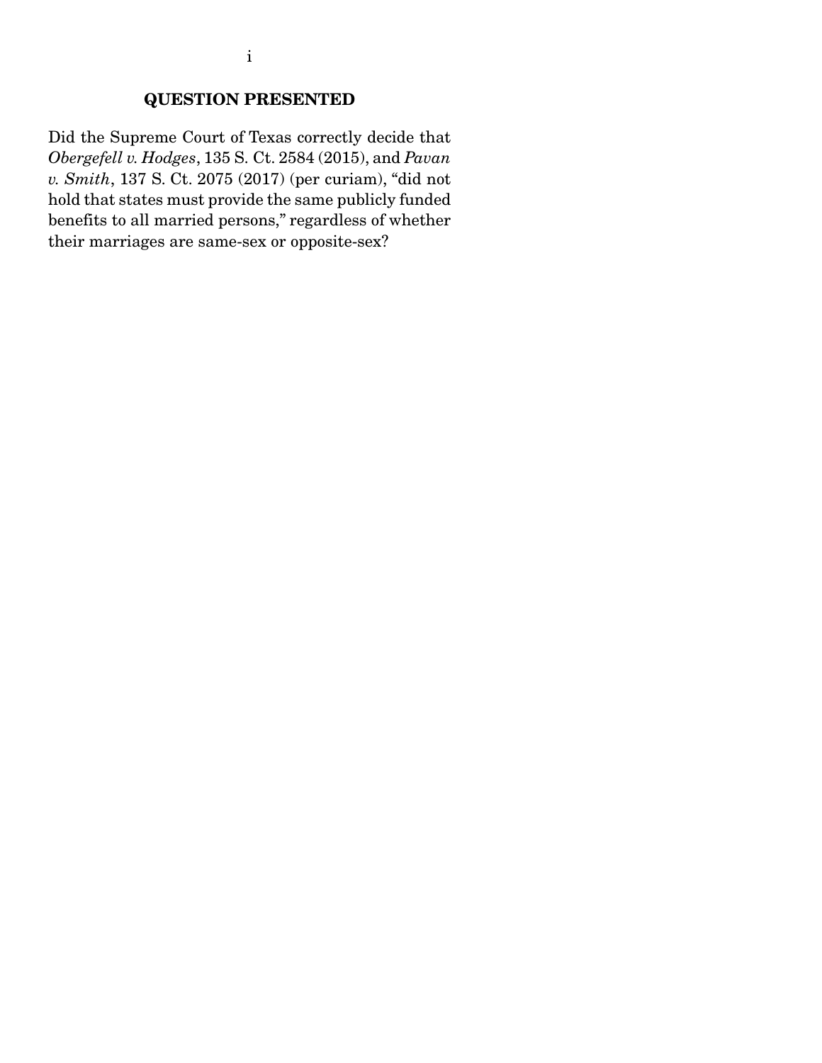## QUESTION PRESENTED

Did the Supreme Court of Texas correctly decide that *Obergefell v. Hodges*, 135 S. Ct. 2584 (2015), and *Pavan v. Smith*, 137 S. Ct. 2075 (2017) (per curiam), "did not hold that states must provide the same publicly funded benefits to all married persons," regardless of whether their marriages are same-sex or opposite-sex?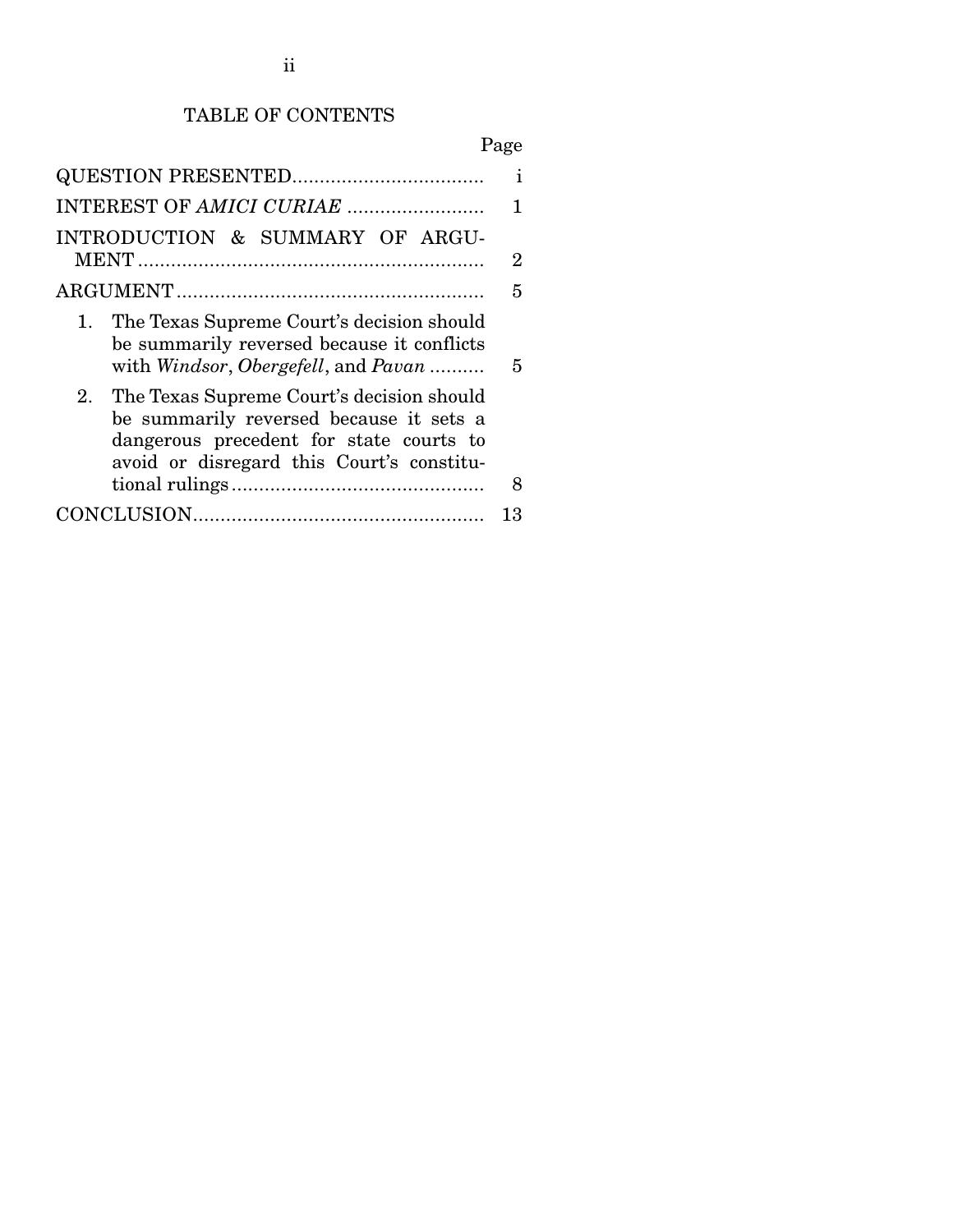# TABLE OF CONTENTS

| | Page |
|---|---|
| QUESTION PRESENTED | i |
| INTEREST OF *AMICI CURIAE* | 1 |
| INTRODUCTION & SUMMARY OF ARGUMENT | 2 |
| ARGUMENT | 5 |
| 1. The Texas Supreme Court's decision should be summarily reversed because it conflicts with *Windsor*, *Obergefell*, and *Pavan* | 5 |
| 2. The Texas Supreme Court's decision should be summarily reversed because it sets a dangerous precedent for state courts to avoid or disregard this Court's constitutional rulings | 8 |
| CONCLUSION | 13 |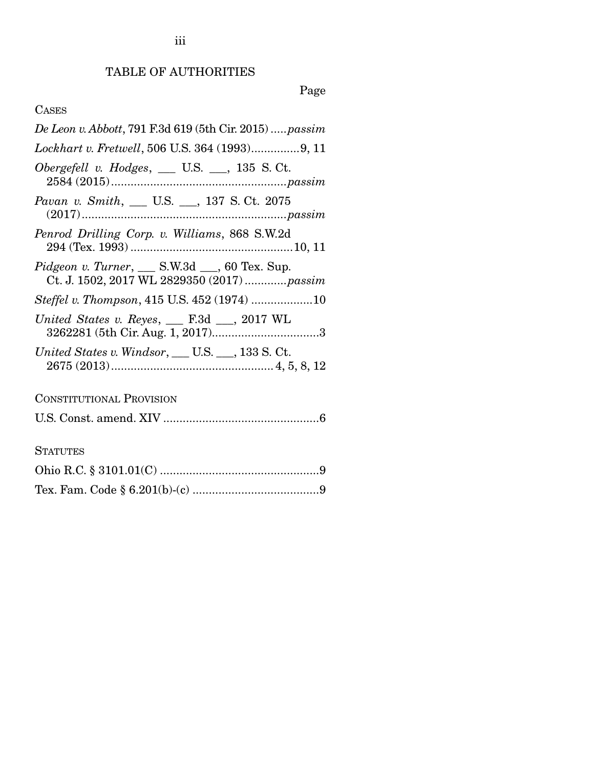# TABLE OF AUTHORITIES

Page

## CASES

*De Leon v. Abbott*, 791 F.3d 619 (5th Cir. 2015) .....*passim*

*Lockhart v. Fretwell*, 506 U.S. 364 (1993)...............9, 11

*Obergefell v. Hodges*, ___ U.S. ___, 135 S. Ct. 2584 (2015).....................................................*passim*

*Pavan v. Smith*, ___ U.S. ___, 137 S. Ct. 2075 (2017)..............................................................*passim*

*Penrod Drilling Corp. v. Williams*, 868 S.W.2d 294 (Tex. 1993) .................................................10, 11

*Pidgeon v. Turner*, ___ S.W.3d ___, 60 Tex. Sup. Ct. J. 1502, 2017 WL 2829350 (2017) .............*passim*

*Steffel v. Thompson*, 415 U.S. 452 (1974) ...................10

*United States v. Reyes*, ___ F.3d ___, 2017 WL 3262281 (5th Cir. Aug. 1, 2017).................................3

*United States v. Windsor*, ___ U.S. ___, 133 S. Ct. 2675 (2013)................................................. 4, 5, 8, 12

## CONSTITUTIONAL PROVISION

U.S. Const. amend. XIV ................................................6

## STATUTES

Ohio R.C. § 3101.01(C) .................................................9

Tex. Fam. Code § 6.201(b)-(c) ......................................9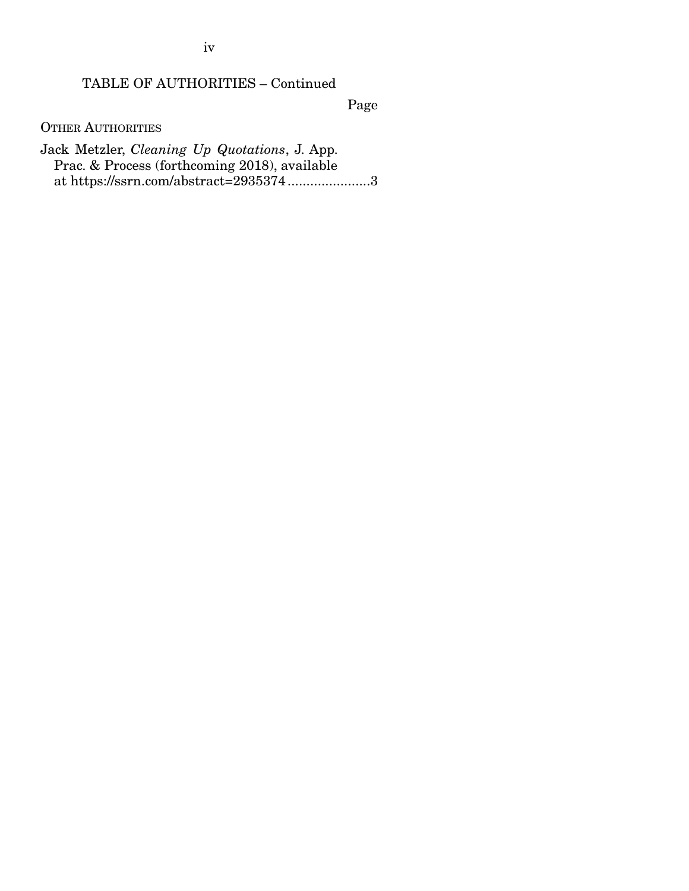## TABLE OF AUTHORITIES – Continued

Page

OTHER AUTHORITIES

Jack Metzler, *Cleaning Up Quotations*, J. App. Prac. & Process (forthcoming 2018), available at https://ssrn.com/abstract=2935374 ......................3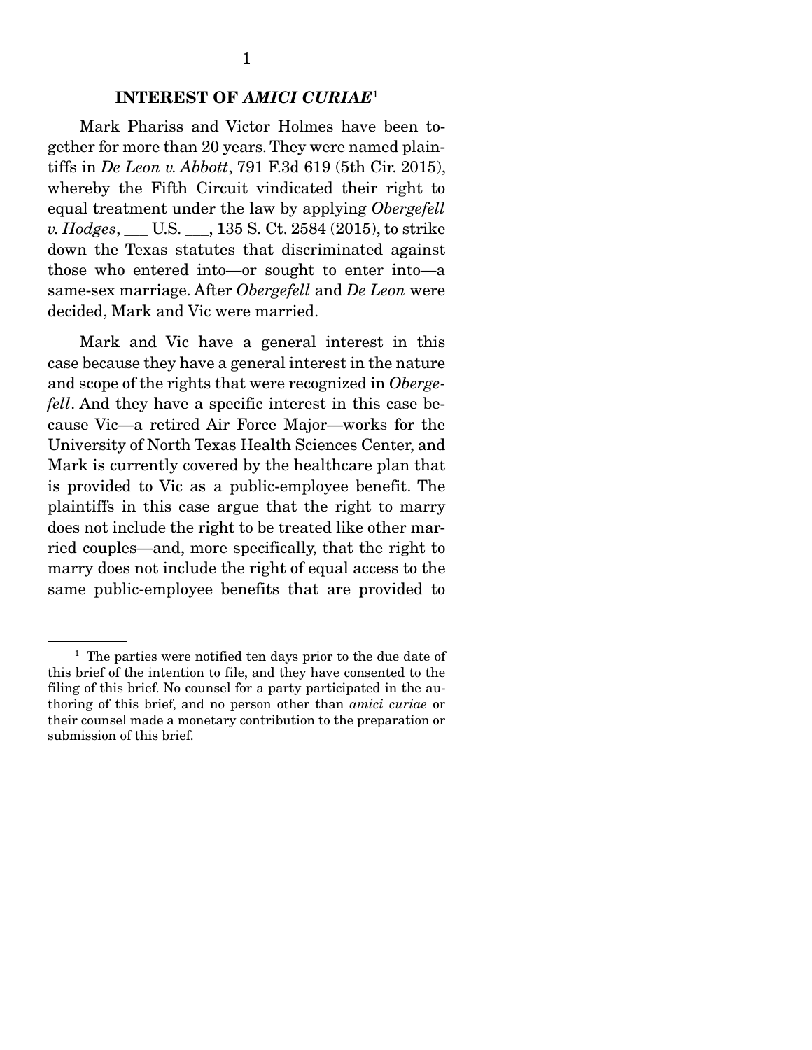## INTEREST OF *AMICI CURIAE*[1]

Mark Phariss and Victor Holmes have been together for more than 20 years. They were named plaintiffs in *De Leon v. Abbott*, 791 F.3d 619 (5th Cir. 2015), whereby the Fifth Circuit vindicated their right to equal treatment under the law by applying *Obergefell v. Hodges*, ___ U.S. ___, 135 S. Ct. 2584 (2015), to strike down the Texas statutes that discriminated against those who entered into—or sought to enter into—a same-sex marriage. After *Obergefell* and *De Leon* were decided, Mark and Vic were married.

Mark and Vic have a general interest in this case because they have a general interest in the nature and scope of the rights that were recognized in *Obergefell*. And they have a specific interest in this case because Vic—a retired Air Force Major—works for the University of North Texas Health Sciences Center, and Mark is currently covered by the healthcare plan that is provided to Vic as a public-employee benefit. The plaintiffs in this case argue that the right to marry does not include the right to be treated like other married couples—and, more specifically, that the right to marry does not include the right of equal access to the same public-employee benefits that are provided to

---

[1] The parties were notified ten days prior to the due date of this brief of the intention to file, and they have consented to the filing of this brief. No counsel for a party participated in the authoring of this brief, and no person other than *amici curiae* or their counsel made a monetary contribution to the preparation or submission of this brief.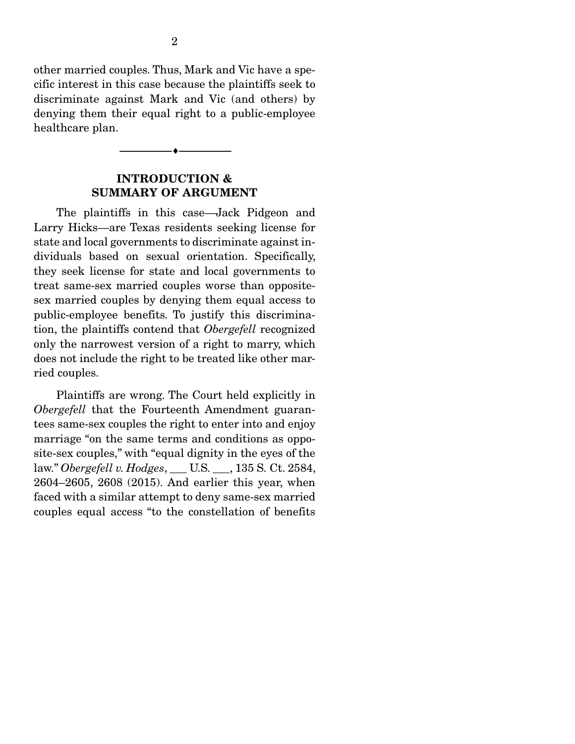other married couples. Thus, Mark and Vic have a specific interest in this case because the plaintiffs seek to discriminate against Mark and Vic (and others) by denying them their equal right to a public-employee healthcare plan.

---

## INTRODUCTION & SUMMARY OF ARGUMENT

The plaintiffs in this case—Jack Pidgeon and Larry Hicks—are Texas residents seeking license for state and local governments to discriminate against individuals based on sexual orientation. Specifically, they seek license for state and local governments to treat same-sex married couples worse than opposite-sex married couples by denying them equal access to public-employee benefits. To justify this discrimination, the plaintiffs contend that *Obergefell* recognized only the narrowest version of a right to marry, which does not include the right to be treated like other married couples.

Plaintiffs are wrong. The Court held explicitly in *Obergefell* that the Fourteenth Amendment guarantees same-sex couples the right to enter into and enjoy marriage "on the same terms and conditions as opposite-sex couples," with "equal dignity in the eyes of the law." *Obergefell v. Hodges*, ___ U.S. ___, 135 S. Ct. 2584, 2604–2605, 2608 (2015). And earlier this year, when faced with a similar attempt to deny same-sex married couples equal access "to the constellation of benefits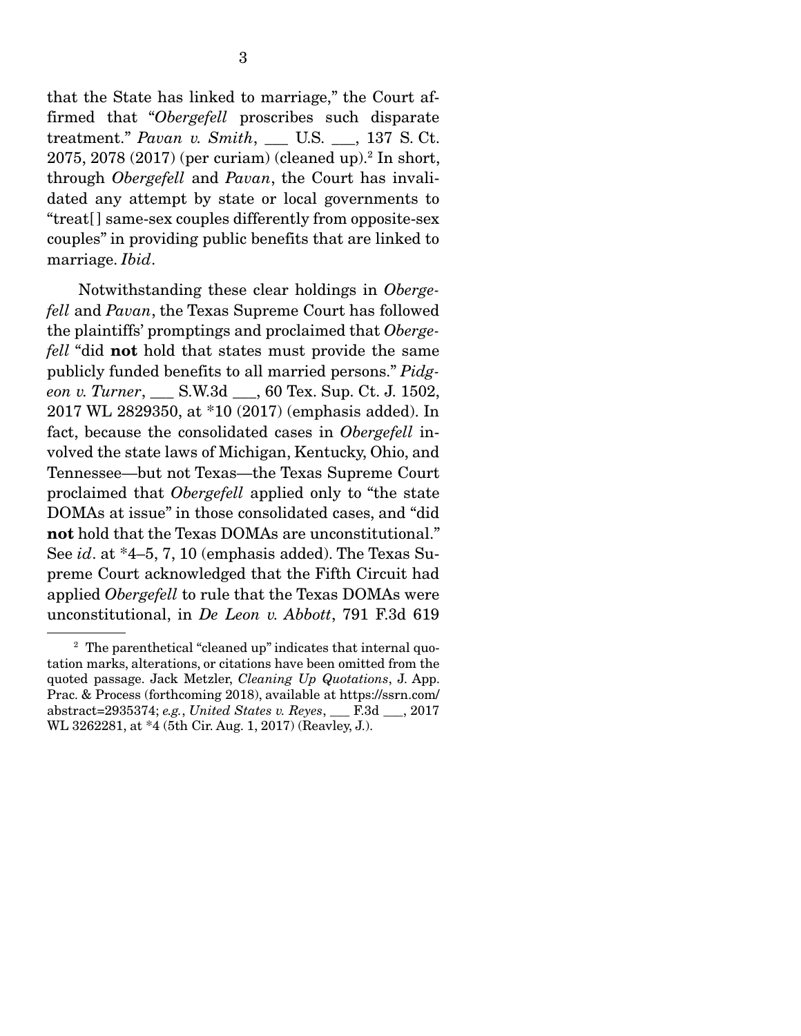that the State has linked to marriage," the Court affirmed that "*Obergefell* proscribes such disparate treatment." *Pavan v. Smith*, ___ U.S. ___, 137 S. Ct. 2075, 2078 (2017) (per curiam) (cleaned up).[2] In short, through *Obergefell* and *Pavan*, the Court has invalidated any attempt by state or local governments to "treat[] same-sex couples differently from opposite-sex couples" in providing public benefits that are linked to marriage. *Ibid*.

Notwithstanding these clear holdings in *Obergefell* and *Pavan*, the Texas Supreme Court has followed the plaintiffs' promptings and proclaimed that *Obergefell* "did **not** hold that states must provide the same publicly funded benefits to all married persons." *Pidgeon v. Turner*, ___ S.W.3d ___, 60 Tex. Sup. Ct. J. 1502, 2017 WL 2829350, at *10 (2017) (emphasis added). In fact, because the consolidated cases in *Obergefell* involved the state laws of Michigan, Kentucky, Ohio, and Tennessee—but not Texas—the Texas Supreme Court proclaimed that *Obergefell* applied only to "the state DOMAs at issue" in those consolidated cases, and "did **not** hold that the Texas DOMAs are unconstitutional." See *id*. at *4–5, 7, 10 (emphasis added). The Texas Supreme Court acknowledged that the Fifth Circuit had applied *Obergefell* to rule that the Texas DOMAs were unconstitutional, in *De Leon v. Abbott*, 791 F.3d 619

---

[2] The parenthetical "cleaned up" indicates that internal quotation marks, alterations, or citations have been omitted from the quoted passage. Jack Metzler, *Cleaning Up Quotations*, J. App. Prac. & Process (forthcoming 2018), available at https://ssrn.com/abstract=2935374; *e.g.*, *United States v. Reyes*, ___ F.3d ___, 2017 WL 3262281, at *4 (5th Cir. Aug. 1, 2017) (Reavley, J.).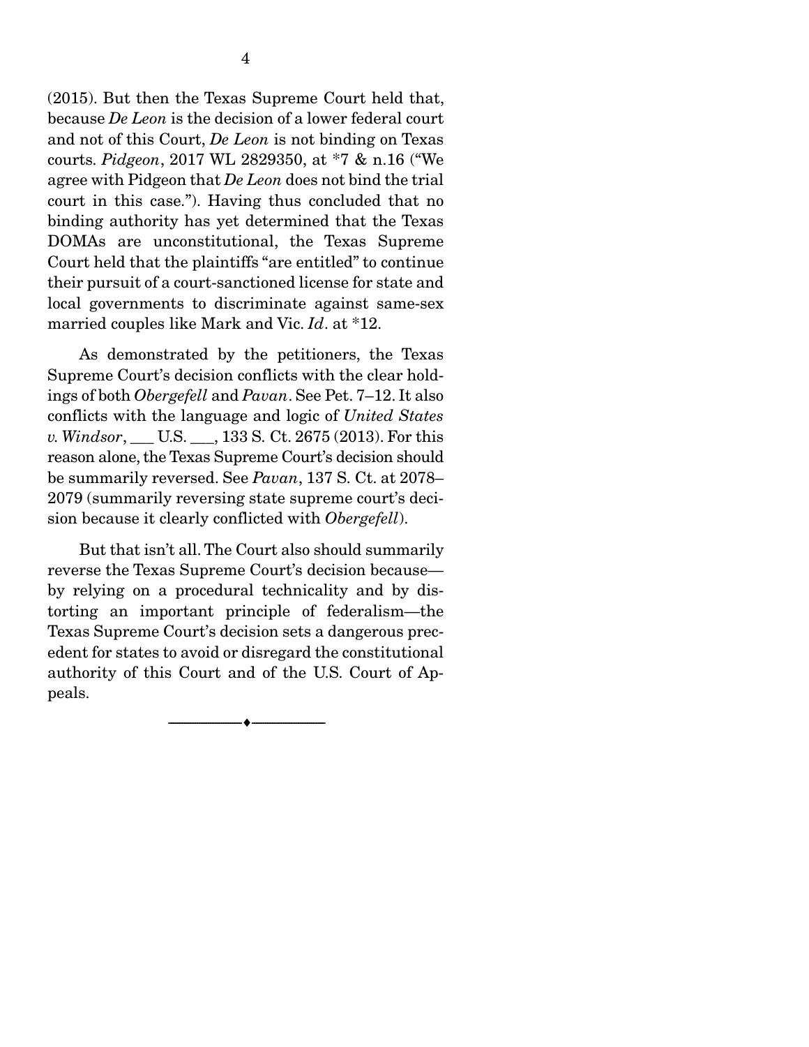(2015). But then the Texas Supreme Court held that, because *De Leon* is the decision of a lower federal court and not of this Court, *De Leon* is not binding on Texas courts. *Pidgeon*, 2017 WL 2829350, at *7 & n.16 ("We agree with Pidgeon that *De Leon* does not bind the trial court in this case."). Having thus concluded that no binding authority has yet determined that the Texas DOMAs are unconstitutional, the Texas Supreme Court held that the plaintiffs "are entitled" to continue their pursuit of a court-sanctioned license for state and local governments to discriminate against same-sex married couples like Mark and Vic. *Id*. at *12.

As demonstrated by the petitioners, the Texas Supreme Court's decision conflicts with the clear holdings of both *Obergefell* and *Pavan*. See Pet. 7–12. It also conflicts with the language and logic of *United States v. Windsor*, ___ U.S. ___, 133 S. Ct. 2675 (2013). For this reason alone, the Texas Supreme Court's decision should be summarily reversed. See *Pavan*, 137 S. Ct. at 2078–2079 (summarily reversing state supreme court's decision because it clearly conflicted with *Obergefell*).

But that isn't all. The Court also should summarily reverse the Texas Supreme Court's decision because—by relying on a procedural technicality and by distorting an important principle of federalism—the Texas Supreme Court's decision sets a dangerous precedent for states to avoid or disregard the constitutional authority of this Court and of the U.S. Court of Appeals.

---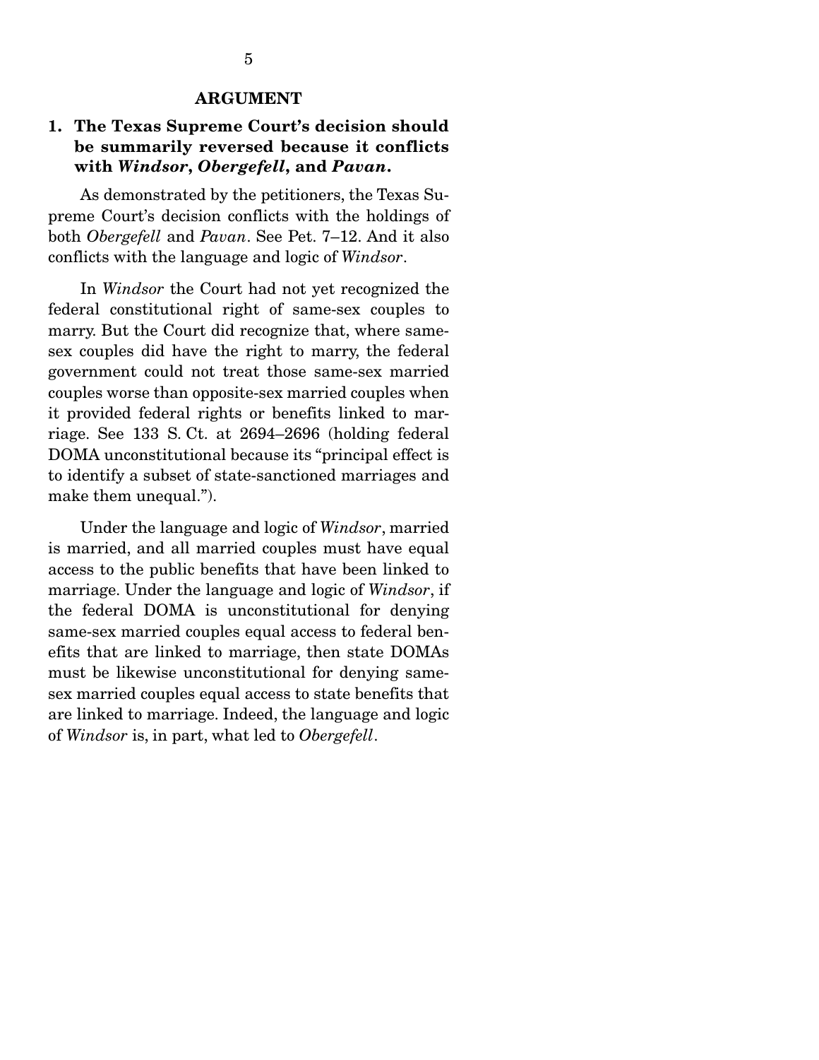## ARGUMENT

### 1. The Texas Supreme Court's decision should be summarily reversed because it conflicts with *Windsor*, *Obergefell*, and *Pavan*.

As demonstrated by the petitioners, the Texas Supreme Court's decision conflicts with the holdings of both *Obergefell* and *Pavan*. See Pet. 7–12. And it also conflicts with the language and logic of *Windsor*.

In *Windsor* the Court had not yet recognized the federal constitutional right of same-sex couples to marry. But the Court did recognize that, where same-sex couples did have the right to marry, the federal government could not treat those same-sex married couples worse than opposite-sex married couples when it provided federal rights or benefits linked to marriage. See 133 S. Ct. at 2694–2696 (holding federal DOMA unconstitutional because its "principal effect is to identify a subset of state-sanctioned marriages and make them unequal.").

Under the language and logic of *Windsor*, married is married, and all married couples must have equal access to the public benefits that have been linked to marriage. Under the language and logic of *Windsor*, if the federal DOMA is unconstitutional for denying same-sex married couples equal access to federal benefits that are linked to marriage, then state DOMAs must be likewise unconstitutional for denying same-sex married couples equal access to state benefits that are linked to marriage. Indeed, the language and logic of *Windsor* is, in part, what led to *Obergefell*.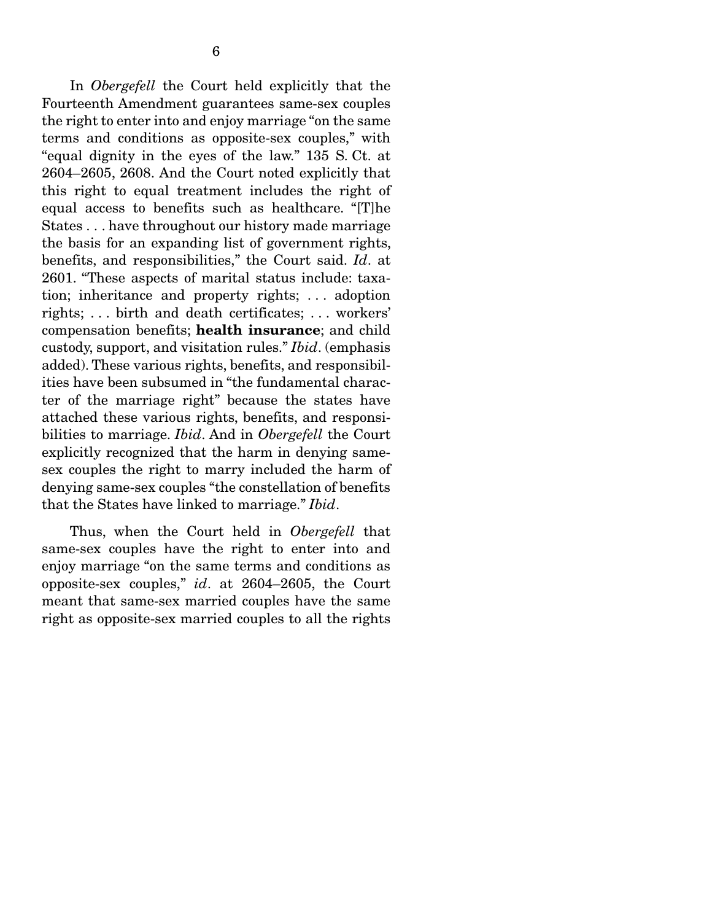In *Obergefell* the Court held explicitly that the Fourteenth Amendment guarantees same-sex couples the right to enter into and enjoy marriage "on the same terms and conditions as opposite-sex couples," with "equal dignity in the eyes of the law." 135 S. Ct. at 2604–2605, 2608. And the Court noted explicitly that this right to equal treatment includes the right of equal access to benefits such as healthcare. "[T]he States . . . have throughout our history made marriage the basis for an expanding list of government rights, benefits, and responsibilities," the Court said. *Id*. at 2601. "These aspects of marital status include: taxation; inheritance and property rights; . . . adoption rights; . . . birth and death certificates; . . . workers' compensation benefits; **health insurance**; and child custody, support, and visitation rules." *Ibid*. (emphasis added). These various rights, benefits, and responsibilities have been subsumed in "the fundamental character of the marriage right" because the states have attached these various rights, benefits, and responsibilities to marriage. *Ibid*. And in *Obergefell* the Court explicitly recognized that the harm in denying same-sex couples the right to marry included the harm of denying same-sex couples "the constellation of benefits that the States have linked to marriage." *Ibid*.

Thus, when the Court held in *Obergefell* that same-sex couples have the right to enter into and enjoy marriage "on the same terms and conditions as opposite-sex couples," *id*. at 2604–2605, the Court meant that same-sex married couples have the same right as opposite-sex married couples to all the rights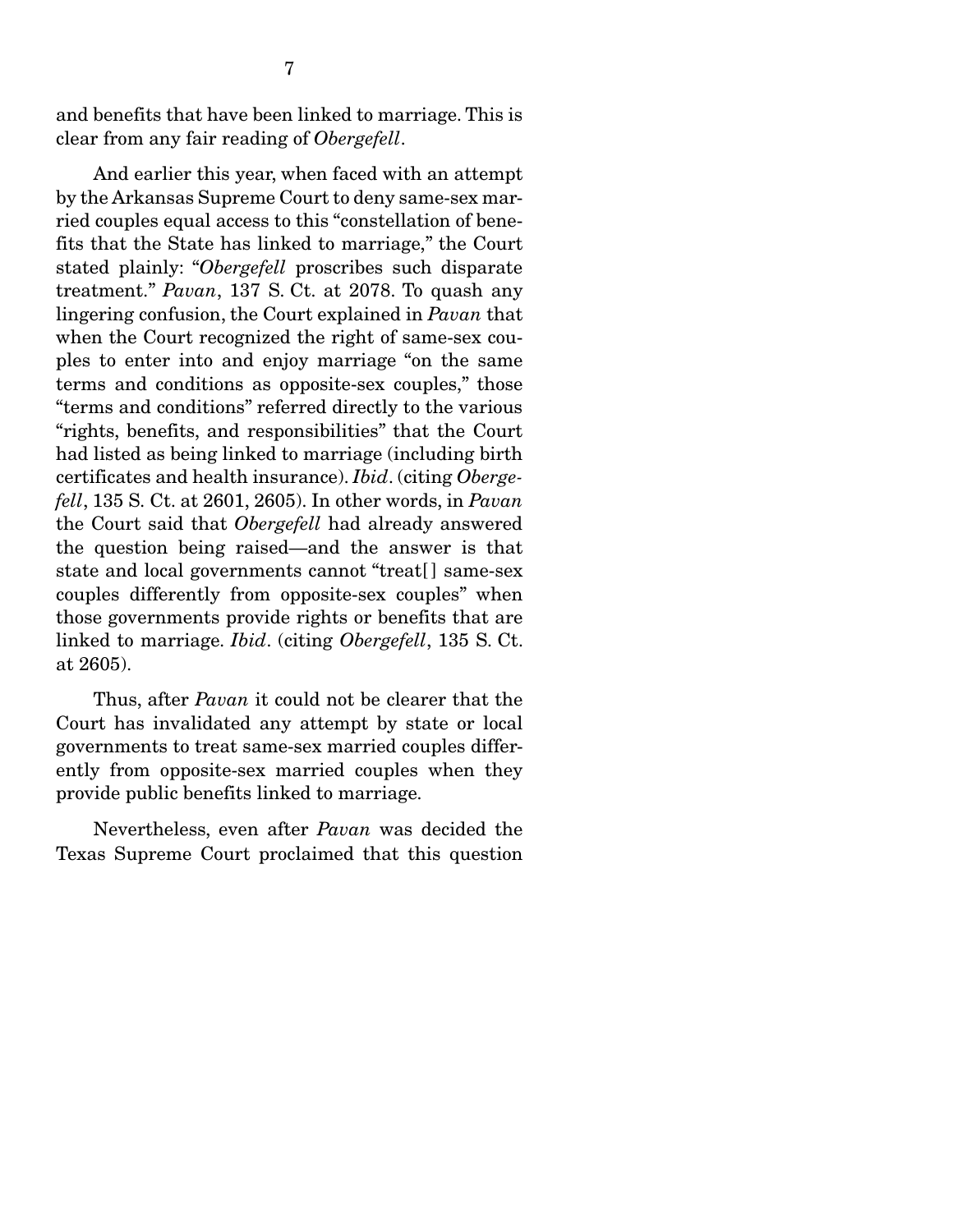and benefits that have been linked to marriage. This is clear from any fair reading of *Obergefell*.

And earlier this year, when faced with an attempt by the Arkansas Supreme Court to deny same-sex married couples equal access to this "constellation of benefits that the State has linked to marriage," the Court stated plainly: "*Obergefell* proscribes such disparate treatment." *Pavan*, 137 S. Ct. at 2078. To quash any lingering confusion, the Court explained in *Pavan* that when the Court recognized the right of same-sex couples to enter into and enjoy marriage "on the same terms and conditions as opposite-sex couples," those "terms and conditions" referred directly to the various "rights, benefits, and responsibilities" that the Court had listed as being linked to marriage (including birth certificates and health insurance). *Ibid*. (citing *Obergefell*, 135 S. Ct. at 2601, 2605). In other words, in *Pavan* the Court said that *Obergefell* had already answered the question being raised—and the answer is that state and local governments cannot "treat[] same-sex couples differently from opposite-sex couples" when those governments provide rights or benefits that are linked to marriage. *Ibid*. (citing *Obergefell*, 135 S. Ct. at 2605).

Thus, after *Pavan* it could not be clearer that the Court has invalidated any attempt by state or local governments to treat same-sex married couples differently from opposite-sex married couples when they provide public benefits linked to marriage.

Nevertheless, even after *Pavan* was decided the Texas Supreme Court proclaimed that this question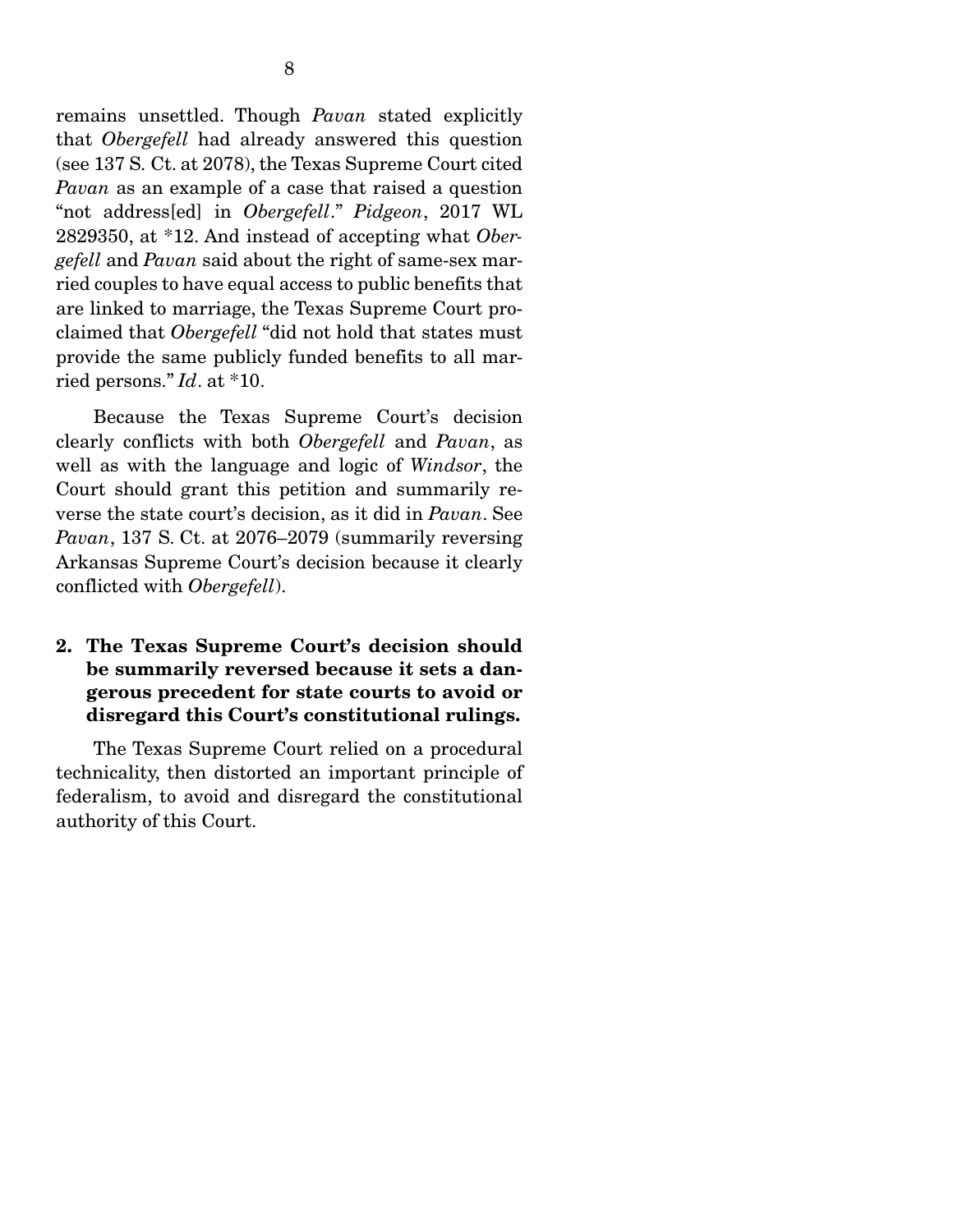remains unsettled. Though *Pavan* stated explicitly that *Obergefell* had already answered this question (see 137 S. Ct. at 2078), the Texas Supreme Court cited *Pavan* as an example of a case that raised a question "not address[ed] in *Obergefell*." *Pidgeon*, 2017 WL 2829350, at *12. And instead of accepting what *Obergefell* and *Pavan* said about the right of same-sex married couples to have equal access to public benefits that are linked to marriage, the Texas Supreme Court proclaimed that *Obergefell* "did not hold that states must provide the same publicly funded benefits to all married persons." *Id*. at *10.

Because the Texas Supreme Court's decision clearly conflicts with both *Obergefell* and *Pavan*, as well as with the language and logic of *Windsor*, the Court should grant this petition and summarily reverse the state court's decision, as it did in *Pavan*. See *Pavan*, 137 S. Ct. at 2076–2079 (summarily reversing Arkansas Supreme Court's decision because it clearly conflicted with *Obergefell*).

### 2. The Texas Supreme Court's decision should be summarily reversed because it sets a dangerous precedent for state courts to avoid or disregard this Court's constitutional rulings.

The Texas Supreme Court relied on a procedural technicality, then distorted an important principle of federalism, to avoid and disregard the constitutional authority of this Court.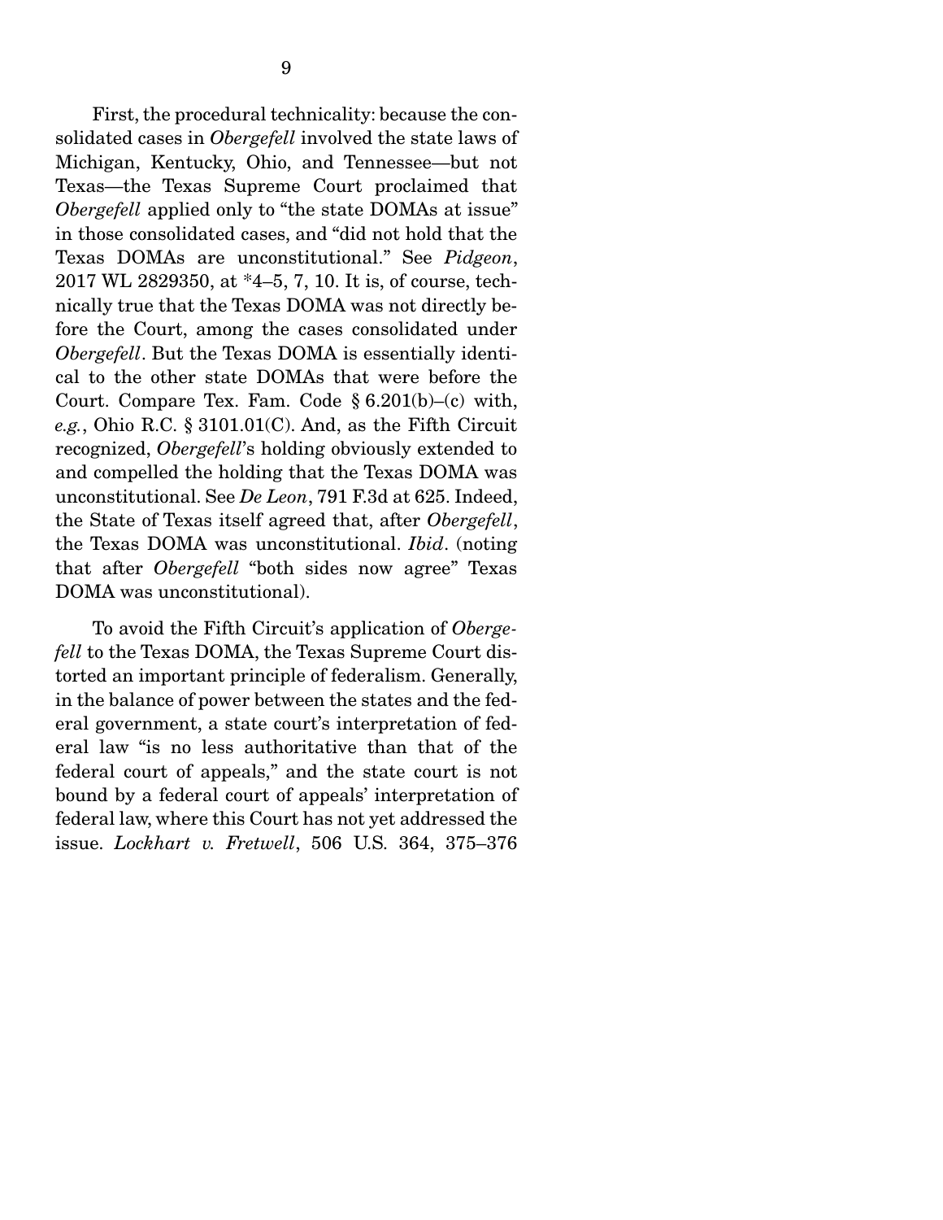First, the procedural technicality: because the consolidated cases in *Obergefell* involved the state laws of Michigan, Kentucky, Ohio, and Tennessee—but not Texas—the Texas Supreme Court proclaimed that *Obergefell* applied only to "the state DOMAs at issue" in those consolidated cases, and "did not hold that the Texas DOMAs are unconstitutional." See *Pidgeon*, 2017 WL 2829350, at *4–5, 7, 10. It is, of course, technically true that the Texas DOMA was not directly before the Court, among the cases consolidated under *Obergefell*. But the Texas DOMA is essentially identical to the other state DOMAs that were before the Court. Compare Tex. Fam. Code § 6.201(b)–(c) with, *e.g.*, Ohio R.C. § 3101.01(C). And, as the Fifth Circuit recognized, *Obergefell*'s holding obviously extended to and compelled the holding that the Texas DOMA was unconstitutional. See *De Leon*, 791 F.3d at 625. Indeed, the State of Texas itself agreed that, after *Obergefell*, the Texas DOMA was unconstitutional. *Ibid*. (noting that after *Obergefell* "both sides now agree" Texas DOMA was unconstitutional).

To avoid the Fifth Circuit's application of *Obergefell* to the Texas DOMA, the Texas Supreme Court distorted an important principle of federalism. Generally, in the balance of power between the states and the federal government, a state court's interpretation of federal law "is no less authoritative than that of the federal court of appeals," and the state court is not bound by a federal court of appeals' interpretation of federal law, where this Court has not yet addressed the issue. *Lockhart v. Fretwell*, 506 U.S. 364, 375–376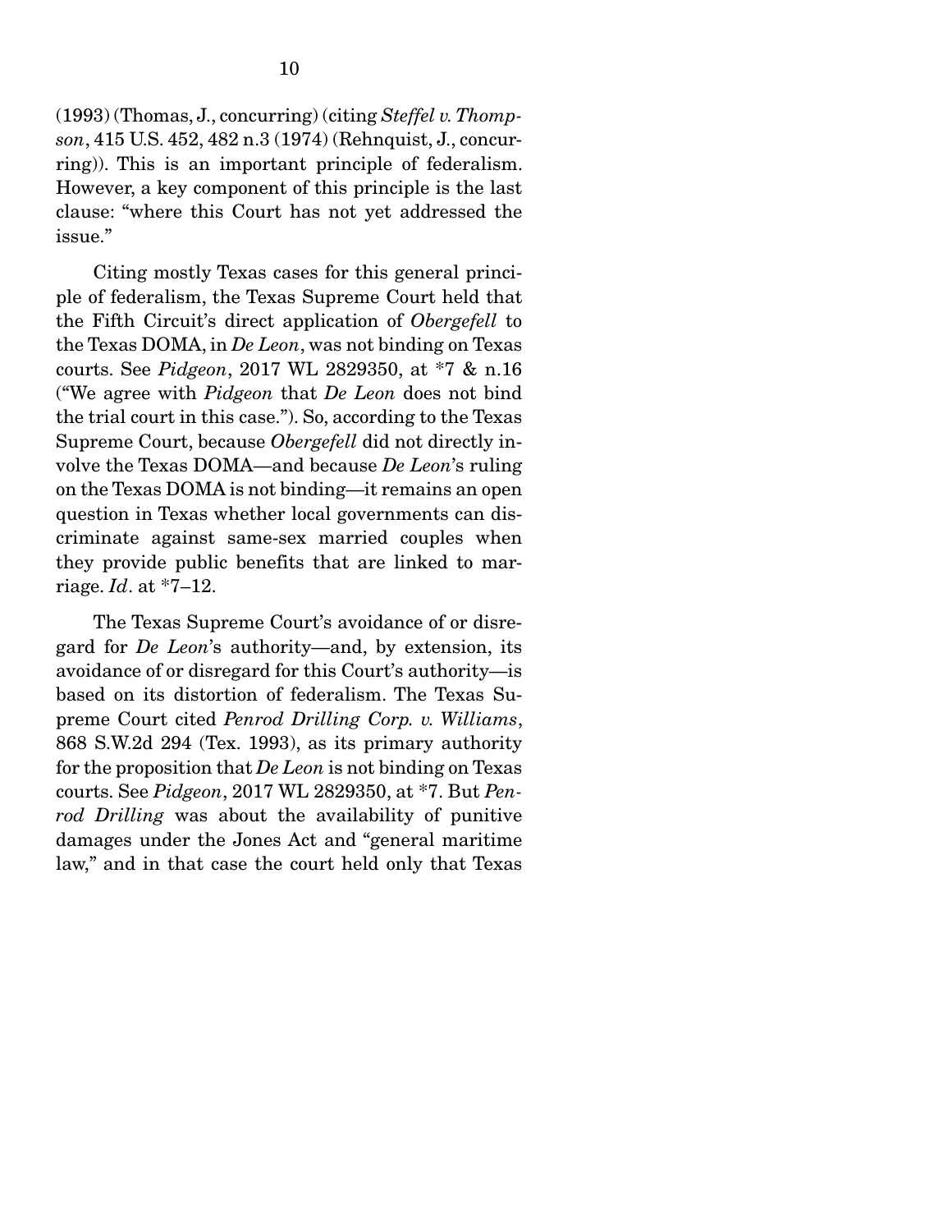(1993) (Thomas, J., concurring) (citing *Steffel v. Thompson*, 415 U.S. 452, 482 n.3 (1974) (Rehnquist, J., concurring)). This is an important principle of federalism. However, a key component of this principle is the last clause: "where this Court has not yet addressed the issue."

Citing mostly Texas cases for this general principle of federalism, the Texas Supreme Court held that the Fifth Circuit's direct application of *Obergefell* to the Texas DOMA, in *De Leon*, was not binding on Texas courts. See *Pidgeon*, 2017 WL 2829350, at *7 & n.16 ("We agree with *Pidgeon* that *De Leon* does not bind the trial court in this case."). So, according to the Texas Supreme Court, because *Obergefell* did not directly involve the Texas DOMA—and because *De Leon*'s ruling on the Texas DOMA is not binding—it remains an open question in Texas whether local governments can discriminate against same-sex married couples when they provide public benefits that are linked to marriage. *Id*. at *7–12.

The Texas Supreme Court's avoidance of or disregard for *De Leon*'s authority—and, by extension, its avoidance of or disregard for this Court's authority—is based on its distortion of federalism. The Texas Supreme Court cited *Penrod Drilling Corp. v. Williams*, 868 S.W.2d 294 (Tex. 1993), as its primary authority for the proposition that *De Leon* is not binding on Texas courts. See *Pidgeon*, 2017 WL 2829350, at *7. But *Penrod Drilling* was about the availability of punitive damages under the Jones Act and "general maritime law," and in that case the court held only that Texas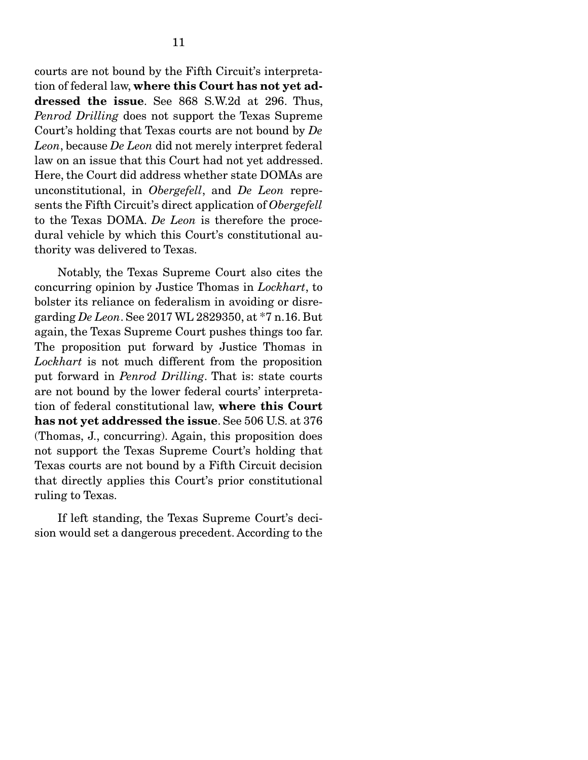courts are not bound by the Fifth Circuit's interpretation of federal law, **where this Court has not yet addressed the issue**. See 868 S.W.2d at 296. Thus, *Penrod Drilling* does not support the Texas Supreme Court's holding that Texas courts are not bound by *De Leon*, because *De Leon* did not merely interpret federal law on an issue that this Court had not yet addressed. Here, the Court did address whether state DOMAs are unconstitutional, in *Obergefell*, and *De Leon* represents the Fifth Circuit's direct application of *Obergefell* to the Texas DOMA. *De Leon* is therefore the procedural vehicle by which this Court's constitutional authority was delivered to Texas.

Notably, the Texas Supreme Court also cites the concurring opinion by Justice Thomas in *Lockhart*, to bolster its reliance on federalism in avoiding or disregarding *De Leon*. See 2017 WL 2829350, at *7 n.16. But again, the Texas Supreme Court pushes things too far. The proposition put forward by Justice Thomas in *Lockhart* is not much different from the proposition put forward in *Penrod Drilling*. That is: state courts are not bound by the lower federal courts' interpretation of federal constitutional law, **where this Court has not yet addressed the issue**. See 506 U.S. at 376 (Thomas, J., concurring). Again, this proposition does not support the Texas Supreme Court's holding that Texas courts are not bound by a Fifth Circuit decision that directly applies this Court's prior constitutional ruling to Texas.

If left standing, the Texas Supreme Court's decision would set a dangerous precedent. According to the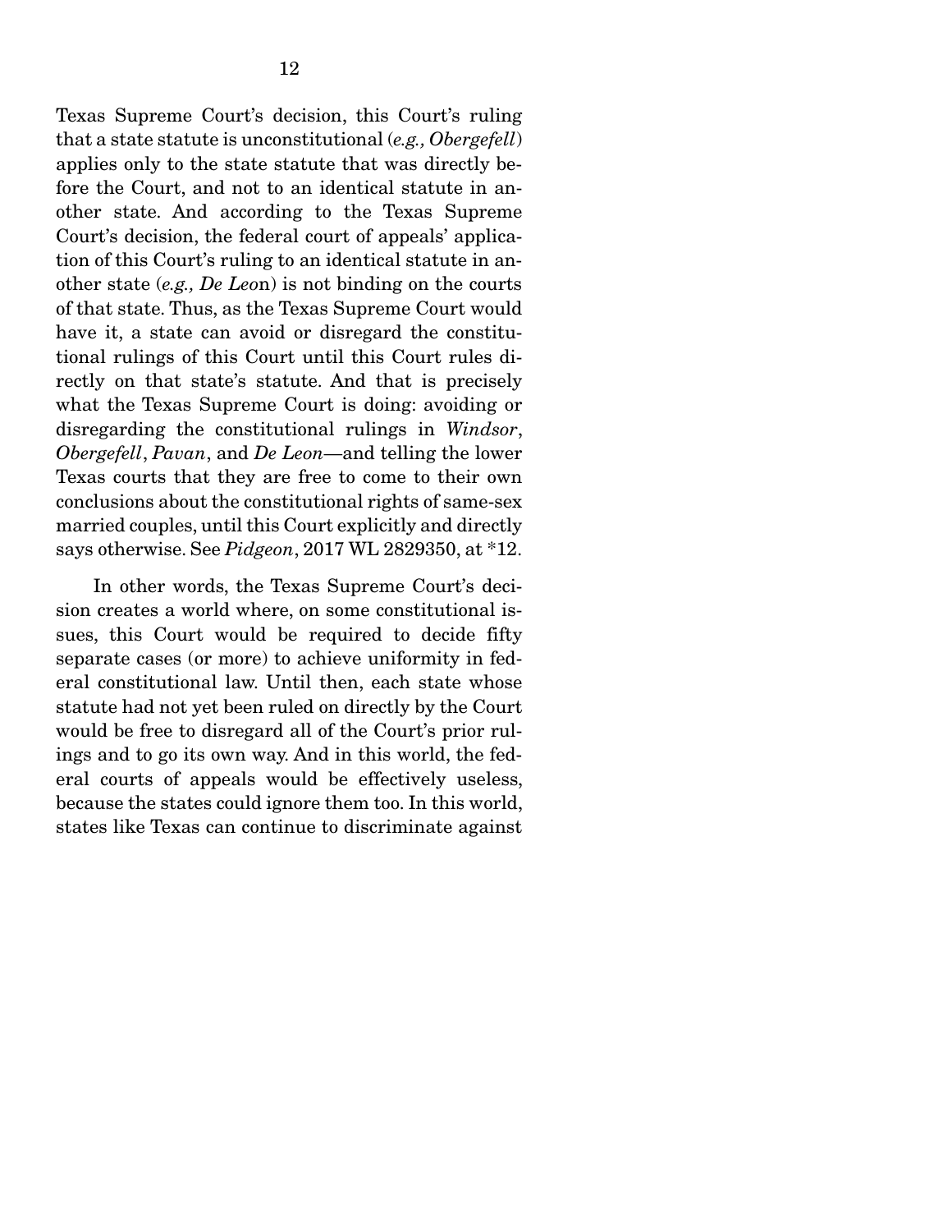Texas Supreme Court's decision, this Court's ruling that a state statute is unconstitutional (*e.g., Obergefell*) applies only to the state statute that was directly before the Court, and not to an identical statute in another state. And according to the Texas Supreme Court's decision, the federal court of appeals' application of this Court's ruling to an identical statute in another state (*e.g., De Leo*n) is not binding on the courts of that state. Thus, as the Texas Supreme Court would have it, a state can avoid or disregard the constitutional rulings of this Court until this Court rules directly on that state's statute. And that is precisely what the Texas Supreme Court is doing: avoiding or disregarding the constitutional rulings in *Windsor*, *Obergefell*, *Pavan*, and *De Leon*—and telling the lower Texas courts that they are free to come to their own conclusions about the constitutional rights of same-sex married couples, until this Court explicitly and directly says otherwise. See *Pidgeon*, 2017 WL 2829350, at *12.

In other words, the Texas Supreme Court's decision creates a world where, on some constitutional issues, this Court would be required to decide fifty separate cases (or more) to achieve uniformity in federal constitutional law. Until then, each state whose statute had not yet been ruled on directly by the Court would be free to disregard all of the Court's prior rulings and to go its own way. And in this world, the federal courts of appeals would be effectively useless, because the states could ignore them too. In this world, states like Texas can continue to discriminate against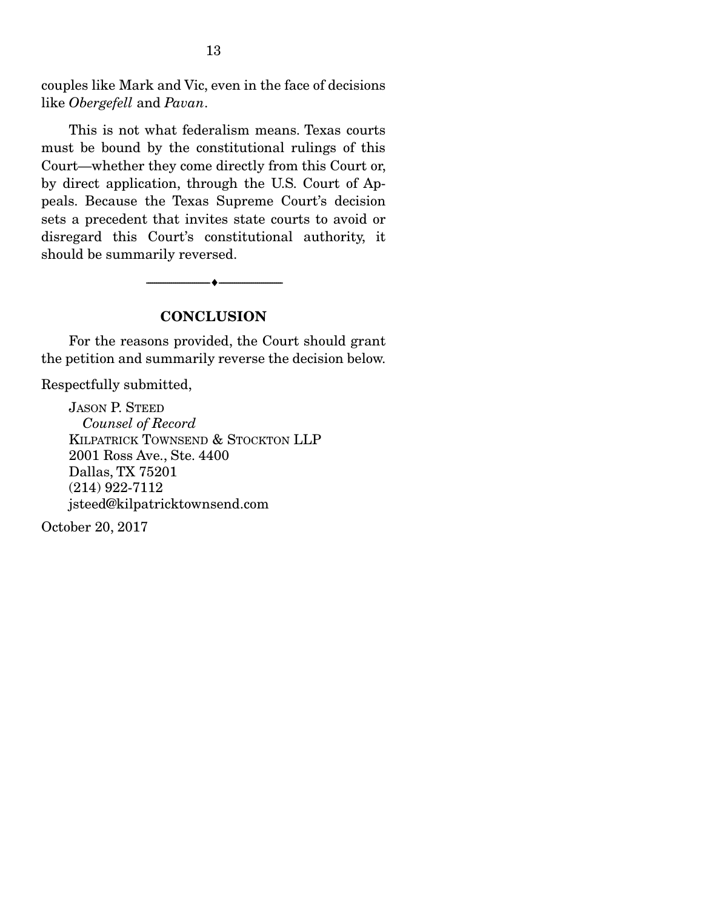couples like Mark and Vic, even in the face of decisions like *Obergefell* and *Pavan*.

This is not what federalism means. Texas courts must be bound by the constitutional rulings of this Court—whether they come directly from this Court or, by direct application, through the U.S. Court of Appeals. Because the Texas Supreme Court's decision sets a precedent that invites state courts to avoid or disregard this Court's constitutional authority, it should be summarily reversed.

---

## CONCLUSION

For the reasons provided, the Court should grant the petition and summarily reverse the decision below.

Respectfully submitted,

JASON P. STEED
*Counsel of Record*
KILPATRICK TOWNSEND & STOCKTON LLP
2001 Ross Ave., Ste. 4400
Dallas, TX 75201
(214) 922-7112
jsteed@kilpatricktownsend.com

October 20, 2017